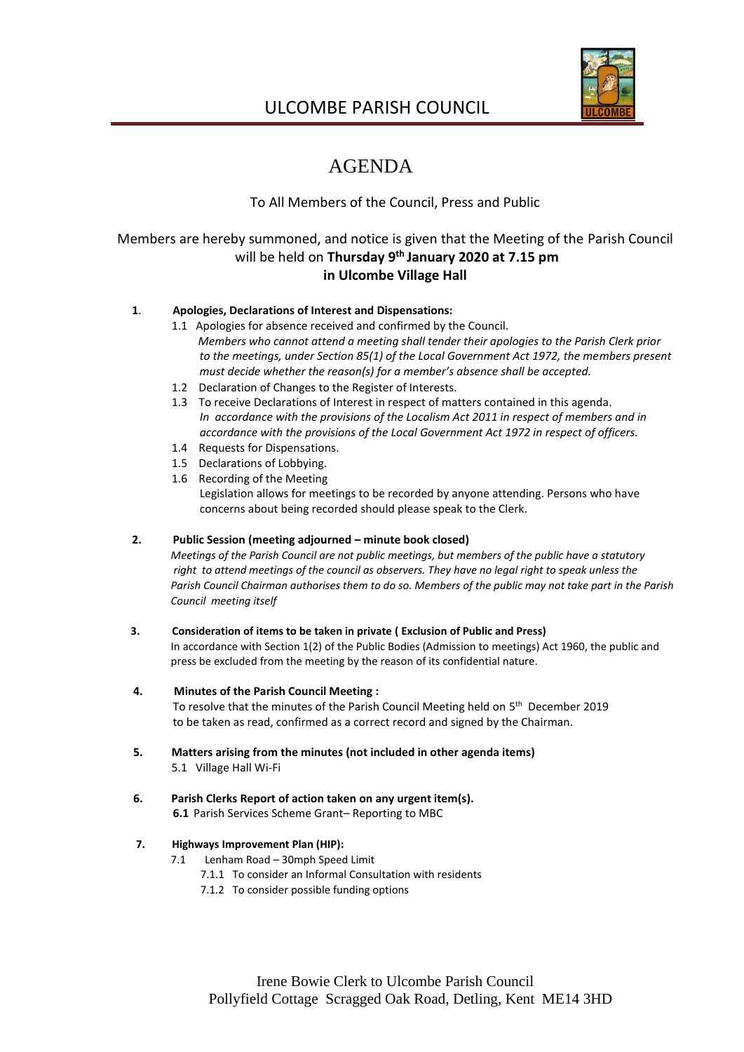# ULCOMBE PARISH COUNCIL

## AGENDA

To All Members of the Council, Press and Public

Members are hereby summoned, and notice is given that the Meeting of the Parish Council will be held on **Thursday 9th January 2020 at 7.15 pm in Ulcombe Village Hall**

1. **Apologies, Declarations of Interest and Dispensations:**
   - 1.1 Apologies for absence received and confirmed by the Council.
     *Members who cannot attend a meeting shall tender their apologies to the Parish Clerk prior to the meetings, under Section 85(1) of the Local Government Act 1972, the members present must decide whether the reason(s) for a member's absence shall be accepted.*
   - 1.2 Declaration of Changes to the Register of Interests.
   - 1.3 To receive Declarations of Interest in respect of matters contained in this agenda.
     *In accordance with the provisions of the Localism Act 2011 in respect of members and in accordance with the provisions of the Local Government Act 1972 in respect of officers.*
   - 1.4 Requests for Dispensations.
   - 1.5 Declarations of Lobbying.
   - 1.6 Recording of the Meeting
     Legislation allows for meetings to be recorded by anyone attending. Persons who have concerns about being recorded should please speak to the Clerk.

2. **Public Session (meeting adjourned – minute book closed)**
   *Meetings of the Parish Council are not public meetings, but members of the public have a statutory right to attend meetings of the council as observers. They have no legal right to speak unless the Parish Council Chairman authorises them to do so. Members of the public may not take part in the Parish Council meeting itself*

3. **Consideration of items to be taken in private ( Exclusion of Public and Press)**
   In accordance with Section 1(2) of the Public Bodies (Admission to meetings) Act 1960, the public and press be excluded from the meeting by the reason of its confidential nature.

4. **Minutes of the Parish Council Meeting :**
   To resolve that the minutes of the Parish Council Meeting held on 5th December 2019 to be taken as read, confirmed as a correct record and signed by the Chairman.

5. **Matters arising from the minutes (not included in other agenda items)**
   - 5.1 Village Hall Wi-Fi

6. **Parish Clerks Report of action taken on any urgent item(s).**
   - **6.1** Parish Services Scheme Grant– Reporting to MBC

7. **Highways Improvement Plan (HIP):**
   - 7.1 Lenham Road – 30mph Speed Limit
     - 7.1.1 To consider an Informal Consultation with residents
     - 7.1.2 To consider possible funding options

Irene Bowie Clerk to Ulcombe Parish Council
Pollyfield Cottage Scragged Oak Road, Detling, Kent ME14 3HD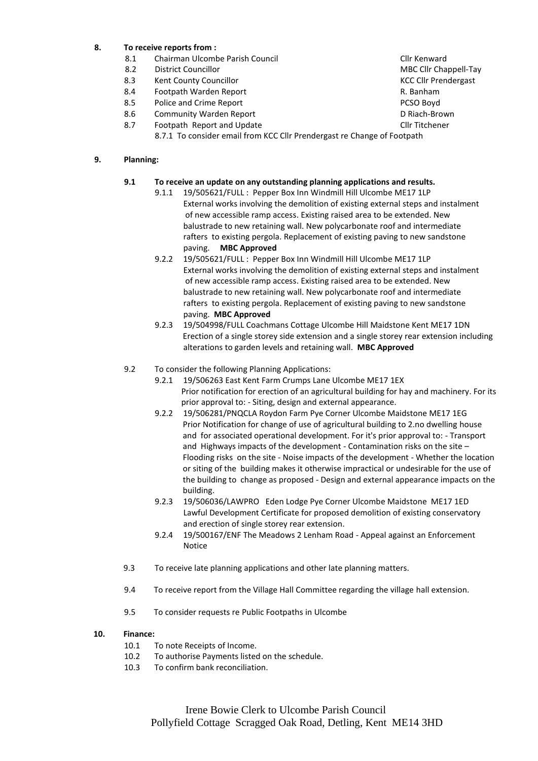**8. To receive reports from :**

| | | |
|---|---|---|
| 8.1 | Chairman Ulcombe Parish Council | Cllr Kenward |
| 8.2 | District Councillor | MBC Cllr Chappell-Tay |
| 8.3 | Kent County Councillor | KCC Cllr Prendergast |
| 8.4 | Footpath Warden Report | R. Banham |
| 8.5 | Police and Crime Report | PCSO Boyd |
| 8.6 | Community Warden Report | D Riach-Brown |
| 8.7 | Footpath Report and Update | Cllr Titchener |

8.7.1 To consider email from KCC Cllr Prendergast re Change of Footpath

**9. Planning:**

**9.1 To receive an update on any outstanding planning applications and results.**

9.1.1 19/505621/FULL : Pepper Box Inn Windmill Hill Ulcombe ME17 1LP External works involving the demolition of existing external steps and instalment of new accessible ramp access. Existing raised area to be extended. New balustrade to new retaining wall. New polycarbonate roof and intermediate rafters to existing pergola. Replacement of existing paving to new sandstone paving. **MBC Approved**

9.2.2 19/505621/FULL : Pepper Box Inn Windmill Hill Ulcombe ME17 1LP External works involving the demolition of existing external steps and instalment of new accessible ramp access. Existing raised area to be extended. New balustrade to new retaining wall. New polycarbonate roof and intermediate rafters to existing pergola. Replacement of existing paving to new sandstone paving. **MBC Approved**

9.2.3 19/504998/FULL Coachmans Cottage Ulcombe Hill Maidstone Kent ME17 1DN Erection of a single storey side extension and a single storey rear extension including alterations to garden levels and retaining wall. **MBC Approved**

9.2 To consider the following Planning Applications:

9.2.1 19/506263 East Kent Farm Crumps Lane Ulcombe ME17 1EX Prior notification for erection of an agricultural building for hay and machinery. For its prior approval to: - Siting, design and external appearance.

9.2.2 19/506281/PNQCLA Roydon Farm Pye Corner Ulcombe Maidstone ME17 1EG Prior Notification for change of use of agricultural building to 2.no dwelling house and for associated operational development. For it's prior approval to: - Transport and Highways impacts of the development - Contamination risks on the site – Flooding risks on the site - Noise impacts of the development - Whether the location or siting of the building makes it otherwise impractical or undesirable for the use of the building to change as proposed - Design and external appearance impacts on the building.

9.2.3 19/506036/LAWPRO Eden Lodge Pye Corner Ulcombe Maidstone ME17 1ED Lawful Development Certificate for proposed demolition of existing conservatory and erection of single storey rear extension.

9.2.4 19/500167/ENF The Meadows 2 Lenham Road - Appeal against an Enforcement Notice

9.3 To receive late planning applications and other late planning matters.

9.4 To receive report from the Village Hall Committee regarding the village hall extension.

9.5 To consider requests re Public Footpaths in Ulcombe

**10. Finance:**

10.1 To note Receipts of Income.

10.2 To authorise Payments listed on the schedule.

10.3 To confirm bank reconciliation.

Irene Bowie Clerk to Ulcombe Parish Council
Pollyfield Cottage Scragged Oak Road, Detling, Kent ME14 3HD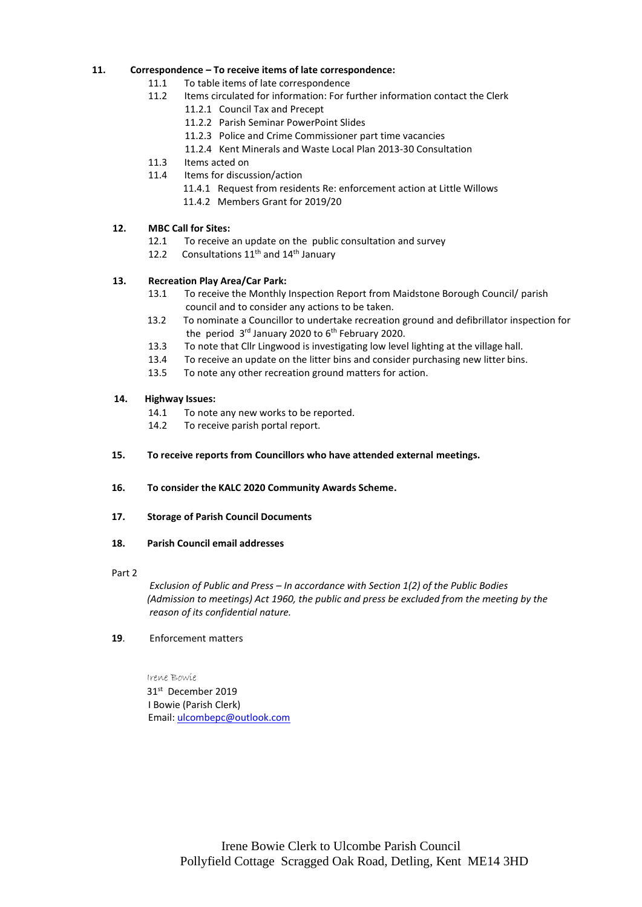**11. Correspondence – To receive items of late correspondence:**

- 11.1 To table items of late correspondence
- 11.2 Items circulated for information: For further information contact the Clerk
  - 11.2.1 Council Tax and Precept
  - 11.2.2 Parish Seminar PowerPoint Slides
  - 11.2.3 Police and Crime Commissioner part time vacancies
  - 11.2.4 Kent Minerals and Waste Local Plan 2013-30 Consultation
- 11.3 Items acted on
- 11.4 Items for discussion/action
  - 11.4.1 Request from residents Re: enforcement action at Little Willows
  - 11.4.2 Members Grant for 2019/20

**12. MBC Call for Sites:**

- 12.1 To receive an update on the public consultation and survey
- 12.2 Consultations 11th and 14th January

**13. Recreation Play Area/Car Park:**

- 13.1 To receive the Monthly Inspection Report from Maidstone Borough Council/ parish council and to consider any actions to be taken.
- 13.2 To nominate a Councillor to undertake recreation ground and defibrillator inspection for the period 3rd January 2020 to 6th February 2020.
- 13.3 To note that Cllr Lingwood is investigating low level lighting at the village hall.
- 13.4 To receive an update on the litter bins and consider purchasing new litter bins.
- 13.5 To note any other recreation ground matters for action.

**14. Highway Issues:**

- 14.1 To note any new works to be reported.
- 14.2 To receive parish portal report.

**15. To receive reports from Councillors who have attended external meetings.**

**16. To consider the KALC 2020 Community Awards Scheme.**

**17. Storage of Parish Council Documents**

**18. Parish Council email addresses**

Part 2

*Exclusion of Public and Press – In accordance with Section 1(2) of the Public Bodies (Admission to meetings) Act 1960, the public and press be excluded from the meeting by the reason of its confidential nature.*

**19**. Enforcement matters

Irene Bowie

31st December 2019

I Bowie (Parish Clerk)

Email: ulcombepc@outlook.com

Irene Bowie Clerk to Ulcombe Parish Council
Pollyfield Cottage Scragged Oak Road, Detling, Kent ME14 3HD